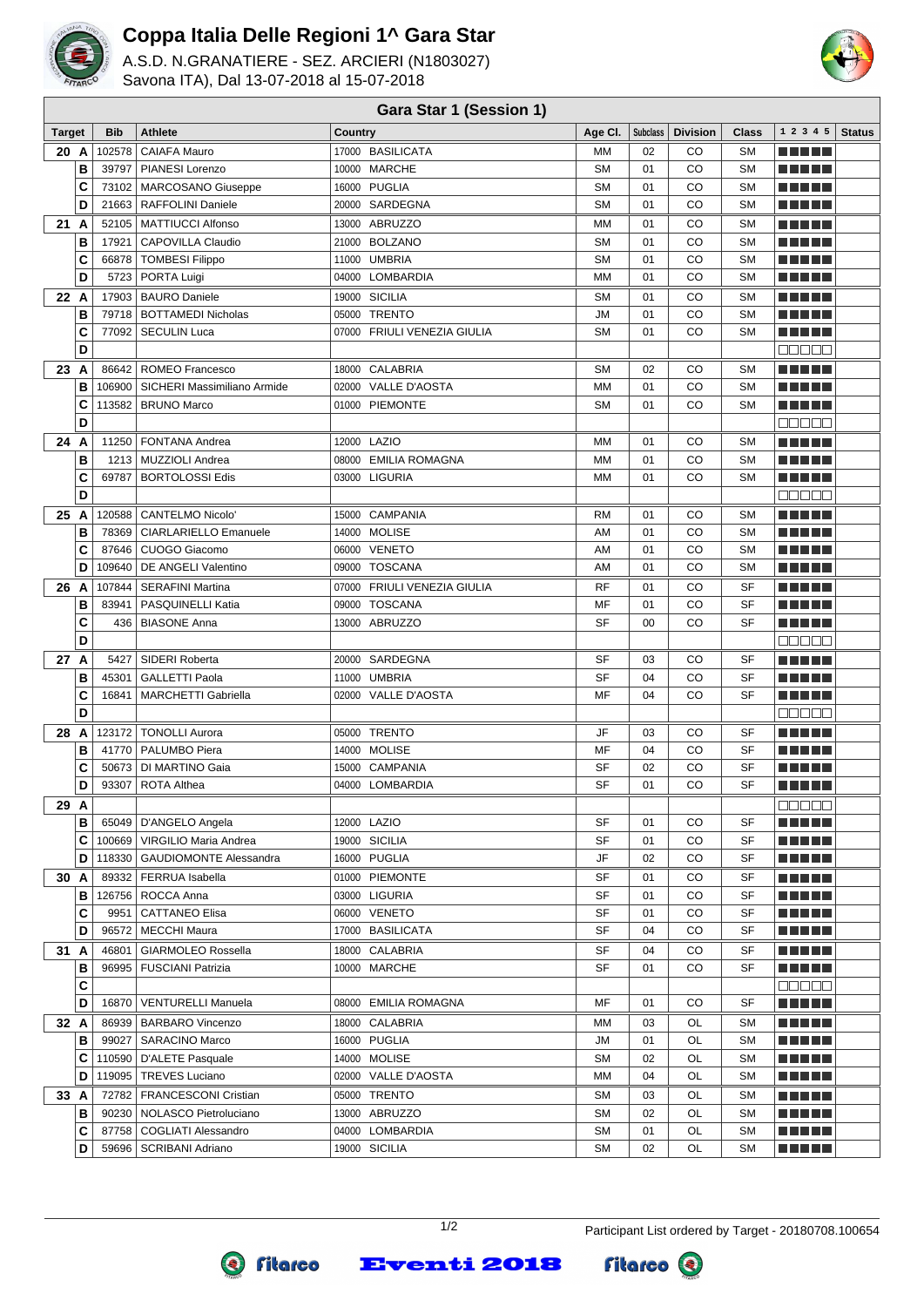# Coppa Italia Delle Regioni 1^ Gara Star

A.S.D. N.GRANATIERE - SEZ. ARCIERI (N1803027)
Savona ITA), Dal 13-07-2018 al 15-07-2018

## Gara Star 1 (Session 1)

| Target | | Bib | Athlete | Country | Age Cl. | Subclass | Division | Class | 1 2 3 4 5 | Status |
|---|---|---|---|---|---|---|---|---|---|---|
| 20 | A | 102578 | CAIAFA Mauro | 17000 BASILICATA | MM | 02 | CO | SM | | |
| | B | 39797 | PIANESI Lorenzo | 10000 MARCHE | SM | 01 | CO | SM | | |
| | C | 73102 | MARCOSANO Giuseppe | 16000 PUGLIA | SM | 01 | CO | SM | | |
| | D | 21663 | RAFFOLINI Daniele | 20000 SARDEGNA | SM | 01 | CO | SM | | |
| 21 | A | 52105 | MATTIUCCI Alfonso | 13000 ABRUZZO | MM | 01 | CO | SM | | |
| | B | 17921 | CAPOVILLA Claudio | 21000 BOLZANO | SM | 01 | CO | SM | | |
| | C | 66878 | TOMBESI Filippo | 11000 UMBRIA | SM | 01 | CO | SM | | |
| | D | 5723 | PORTA Luigi | 04000 LOMBARDIA | MM | 01 | CO | SM | | |
| 22 | A | 17903 | BAURO Daniele | 19000 SICILIA | SM | 01 | CO | SM | | |
| | B | 79718 | BOTTAMEDI Nicholas | 05000 TRENTO | JM | 01 | CO | SM | | |
| | C | 77092 | SECULIN Luca | 07000 FRIULI VENEZIA GIULIA | SM | 01 | CO | SM | | |
| | D | | | | | | | | | |
| 23 | A | 86642 | ROMEO Francesco | 18000 CALABRIA | SM | 02 | CO | SM | | |
| | B | 106900 | SICHERI Massimiliano Armide | 02000 VALLE D'AOSTA | MM | 01 | CO | SM | | |
| | C | 113582 | BRUNO Marco | 01000 PIEMONTE | SM | 01 | CO | SM | | |
| | D | | | | | | | | | |
| 24 | A | 11250 | FONTANA Andrea | 12000 LAZIO | MM | 01 | CO | SM | | |
| | B | 1213 | MUZZIOLI Andrea | 08000 EMILIA ROMAGNA | MM | 01 | CO | SM | | |
| | C | 69787 | BORTOLOSSI Edis | 03000 LIGURIA | MM | 01 | CO | SM | | |
| | D | | | | | | | | | |
| 25 | A | 120588 | CANTELMO Nicolo' | 15000 CAMPANIA | RM | 01 | CO | SM | | |
| | B | 78369 | CIARLARIELLO Emanuele | 14000 MOLISE | AM | 01 | CO | SM | | |
| | C | 87646 | CUOGO Giacomo | 06000 VENETO | AM | 01 | CO | SM | | |
| | D | 109640 | DE ANGELI Valentino | 09000 TOSCANA | AM | 01 | CO | SM | | |
| 26 | A | 107844 | SERAFINI Martina | 07000 FRIULI VENEZIA GIULIA | RF | 01 | CO | SF | | |
| | B | 83941 | PASQUINELLI Katia | 09000 TOSCANA | MF | 01 | CO | SF | | |
| | C | 436 | BIASONE Anna | 13000 ABRUZZO | SF | 00 | CO | SF | | |
| | D | | | | | | | | | |
| 27 | A | 5427 | SIDERI Roberta | 20000 SARDEGNA | SF | 03 | CO | SF | | |
| | B | 45301 | GALLETTI Paola | 11000 UMBRIA | SF | 04 | CO | SF | | |
| | C | 16841 | MARCHETTI Gabriella | 02000 VALLE D'AOSTA | MF | 04 | CO | SF | | |
| | D | | | | | | | | | |
| 28 | A | 123172 | TONOLLI Aurora | 05000 TRENTO | JF | 03 | CO | SF | | |
| | B | 41770 | PALUMBO Piera | 14000 MOLISE | MF | 04 | CO | SF | | |
| | C | 50673 | DI MARTINO Gaia | 15000 CAMPANIA | SF | 02 | CO | SF | | |
| | D | 93307 | ROTA Althea | 04000 LOMBARDIA | SF | 01 | CO | SF | | |
| 29 | A | | | | | | | | | |
| | B | 65049 | D'ANGELO Angela | 12000 LAZIO | SF | 01 | CO | SF | | |
| | C | 100669 | VIRGILIO Maria Andrea | 19000 SICILIA | SF | 01 | CO | SF | | |
| | D | 118330 | GAUDIOMONTE Alessandra | 16000 PUGLIA | JF | 02 | CO | SF | | |
| 30 | A | 89332 | FERRUA Isabella | 01000 PIEMONTE | SF | 01 | CO | SF | | |
| | B | 126756 | ROCCA Anna | 03000 LIGURIA | SF | 01 | CO | SF | | |
| | C | 9951 | CATTANEO Elisa | 06000 VENETO | SF | 01 | CO | SF | | |
| | D | 96572 | MECCHI Maura | 17000 BASILICATA | SF | 04 | CO | SF | | |
| 31 | A | 46801 | GIARMOLEO Rossella | 18000 CALABRIA | SF | 04 | CO | SF | | |
| | B | 96995 | FUSCIANI Patrizia | 10000 MARCHE | SF | 01 | CO | SF | | |
| | C | | | | | | | | | |
| | D | 16870 | VENTURELLI Manuela | 08000 EMILIA ROMAGNA | MF | 01 | CO | SF | | |
| 32 | A | 86939 | BARBARO Vincenzo | 18000 CALABRIA | MM | 03 | OL | SM | | |
| | B | 99027 | SARACINO Marco | 16000 PUGLIA | JM | 01 | OL | SM | | |
| | C | 110590 | D'ALETE Pasquale | 14000 MOLISE | SM | 02 | OL | SM | | |
| | D | 119095 | TREVES Luciano | 02000 VALLE D'AOSTA | MM | 04 | OL | SM | | |
| 33 | A | 72782 | FRANCESCONI Cristian | 05000 TRENTO | SM | 03 | OL | SM | | |
| | B | 90230 | NOLASCO Pietroluciano | 13000 ABRUZZO | SM | 02 | OL | SM | | |
| | C | 87758 | COGLIATI Alessandro | 04000 LOMBARDIA | SM | 01 | OL | SM | | |
| | D | 59696 | SCRIBANI Adriano | 19000 SICILIA | SM | 02 | OL | SM | | |

Participant List ordered by Target - 20180708.100654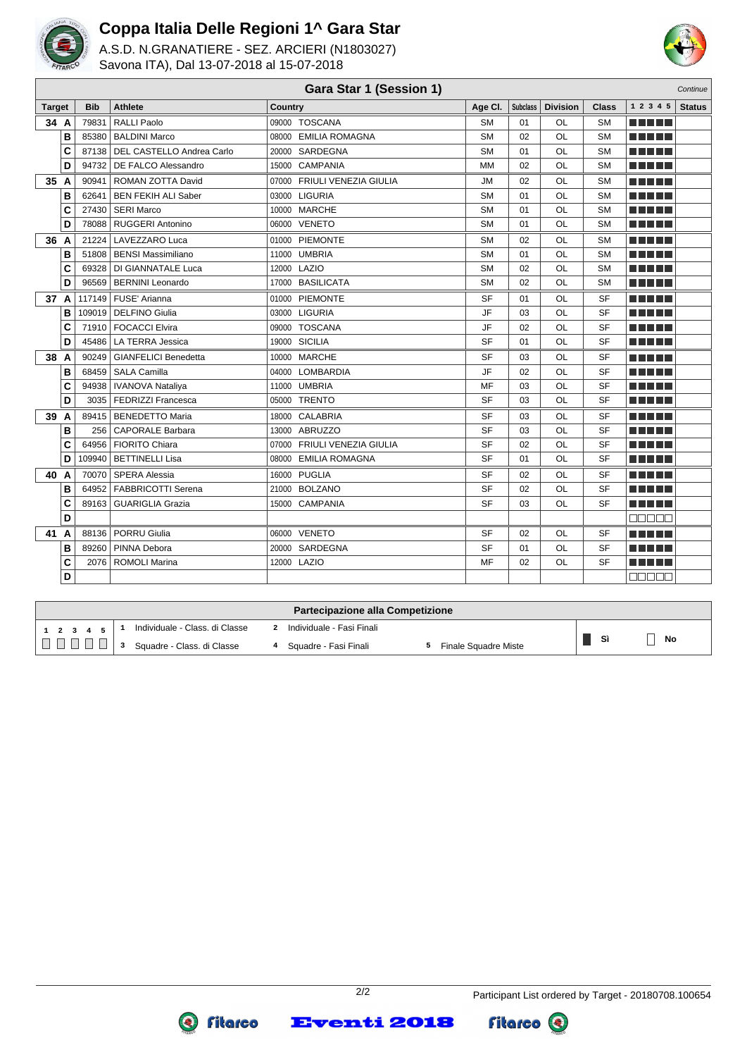# Coppa Italia Delle Regioni 1^ Gara Star

A.S.D. N.GRANATIERE - SEZ. ARCIERI (N1803027)
Savona ITA), Dal 13-07-2018 al 15-07-2018

## Gara Star 1 (Session 1)

*Continue*

| Target | | Bib | Athlete | Country | Age Cl. | Subclass | Division | Class | 1 2 3 4 5 | Status |
|---|---|---|---|---|---|---|---|---|---|---|
| 34 | A | 79831 | RALLI Paolo | 09000 TOSCANA | SM | 01 | OL | SM | ■■■■■ | |
| | B | 85380 | BALDINI Marco | 08000 EMILIA ROMAGNA | SM | 02 | OL | SM | ■■■■■ | |
| | C | 87138 | DEL CASTELLO Andrea Carlo | 20000 SARDEGNA | SM | 01 | OL | SM | ■■■■■ | |
| | D | 94732 | DE FALCO Alessandro | 15000 CAMPANIA | MM | 02 | OL | SM | ■■■■■ | |
| 35 | A | 90941 | ROMAN ZOTTA David | 07000 FRIULI VENEZIA GIULIA | JM | 02 | OL | SM | ■■■■■ | |
| | B | 62641 | BEN FEKIH ALI Saber | 03000 LIGURIA | SM | 01 | OL | SM | ■■■■■ | |
| | C | 27430 | SERI Marco | 10000 MARCHE | SM | 01 | OL | SM | ■■■■■ | |
| | D | 78088 | RUGGERI Antonino | 06000 VENETO | SM | 01 | OL | SM | ■■■■■ | |
| 36 | A | 21224 | LAVEZZARO Luca | 01000 PIEMONTE | SM | 02 | OL | SM | ■■■■■ | |
| | B | 51808 | BENSI Massimiliano | 11000 UMBRIA | SM | 01 | OL | SM | ■■■■■ | |
| | C | 69328 | DI GIANNATALE Luca | 12000 LAZIO | SM | 02 | OL | SM | ■■■■■ | |
| | D | 96569 | BERNINI Leonardo | 17000 BASILICATA | SM | 02 | OL | SM | ■■■■■ | |
| 37 | A | 117149 | FUSE' Arianna | 01000 PIEMONTE | SF | 01 | OL | SF | ■■■■■ | |
| | B | 109019 | DELFINO Giulia | 03000 LIGURIA | JF | 03 | OL | SF | ■■■■■ | |
| | C | 71910 | FOCACCI Elvira | 09000 TOSCANA | JF | 02 | OL | SF | ■■■■■ | |
| | D | 45486 | LA TERRA Jessica | 19000 SICILIA | SF | 01 | OL | SF | ■■■■■ | |
| 38 | A | 90249 | GIANFELICI Benedetta | 10000 MARCHE | SF | 03 | OL | SF | ■■■■■ | |
| | B | 68459 | SALA Camilla | 04000 LOMBARDIA | JF | 02 | OL | SF | ■■■■■ | |
| | C | 94938 | IVANOVA Nataliya | 11000 UMBRIA | MF | 03 | OL | SF | ■■■■■ | |
| | D | 3035 | FEDRIZZI Francesca | 05000 TRENTO | SF | 03 | OL | SF | ■■■■■ | |
| 39 | A | 89415 | BENEDETTO Maria | 18000 CALABRIA | SF | 03 | OL | SF | ■■■■■ | |
| | B | 256 | CAPORALE Barbara | 13000 ABRUZZO | SF | 03 | OL | SF | ■■■■■ | |
| | C | 64956 | FIORITO Chiara | 07000 FRIULI VENEZIA GIULIA | SF | 02 | OL | SF | ■■■■■ | |
| | D | 109940 | BETTINELLI Lisa | 08000 EMILIA ROMAGNA | SF | 01 | OL | SF | ■■■■■ | |
| 40 | A | 70070 | SPERA Alessia | 16000 PUGLIA | SF | 02 | OL | SF | ■■■■■ | |
| | B | 64952 | FABBRICOTTI Serena | 21000 BOLZANO | SF | 02 | OL | SF | ■■■■■ | |
| | C | 89163 | GUARIGLIA Grazia | 15000 CAMPANIA | SF | 03 | OL | SF | ■■■■■ | |
| | D | | | | | | | | □□□□□ | |
| 41 | A | 88136 | PORRU Giulia | 06000 VENETO | SF | 02 | OL | SF | ■■■■■ | |
| | B | 89260 | PINNA Debora | 20000 SARDEGNA | SF | 01 | OL | SF | ■■■■■ | |
| | C | 2076 | ROMOLI Marina | 12000 LAZIO | MF | 02 | OL | SF | ■■■■■ | |
| | D | | | | | | | | □□□□□ | |

### Partecipazione alla Competizione

| 1 2 3 4 5 | | | | |
|---|---|---|---|---|
| □□□□□ | 1 Individuale - Class. di Classe | 2 Individuale - Fasi Finali | | ■ Sì □ No |
| | 3 Squadre - Class. di Classe | 4 Squadre - Fasi Finali | 5 Finale Squadre Miste | |

Participant List ordered by Target - 20180708.100654